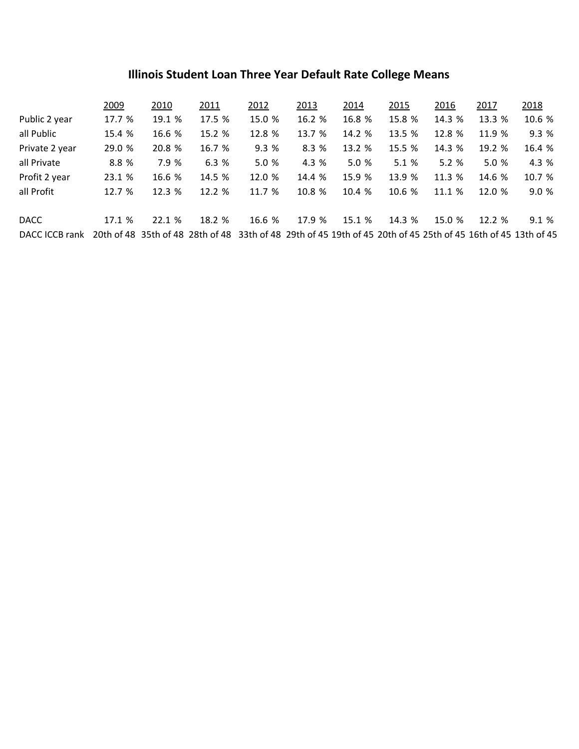# Illinois Student Loan Three Year Default Rate College Means

| | 2009 | 2010 | 2011 | 2012 | 2013 | 2014 | 2015 | 2016 | 2017 | 2018 |
|---|---|---|---|---|---|---|---|---|---|---|
| Public 2 year | 17.7 % | 19.1 % | 17.5 % | 15.0 % | 16.2 % | 16.8 % | 15.8 % | 14.3 % | 13.3 % | 10.6 % |
| all Public | 15.4 % | 16.6 % | 15.2 % | 12.8 % | 13.7 % | 14.2 % | 13.5 % | 12.8 % | 11.9 % | 9.3 % |
| Private 2 year | 29.0 % | 20.8 % | 16.7 % | 9.3 % | 8.3 % | 13.2 % | 15.5 % | 14.3 % | 19.2 % | 16.4 % |
| all Private | 8.8 % | 7.9 % | 6.3 % | 5.0 % | 4.3 % | 5.0 % | 5.1 % | 5.2 % | 5.0 % | 4.3 % |
| Profit 2 year | 23.1 % | 16.6 % | 14.5 % | 12.0 % | 14.4 % | 15.9 % | 13.9 % | 11.3 % | 14.6 % | 10.7 % |
| all Profit | 12.7 % | 12.3 % | 12.2 % | 11.7 % | 10.8 % | 10.4 % | 10.6 % | 11.1 % | 12.0 % | 9.0 % |
| | | | | | | | | | | |
| DACC | 17.1 % | 22.1 % | 18.2 % | 16.6 % | 17.9 % | 15.1 % | 14.3 % | 15.0 % | 12.2 % | 9.1 % |
| DACC ICCB rank | 20th of 48 | 35th of 48 | 28th of 48 | 33th of 48 | 29th of 45 | 19th of 45 | 20th of 45 | 25th of 45 | 16th of 45 | 13th of 45 |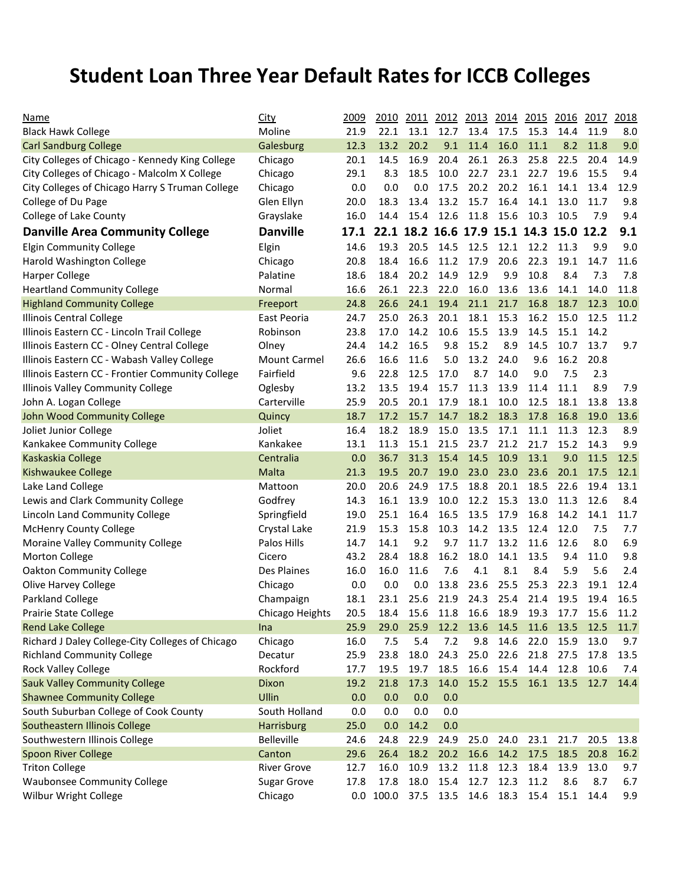# Student Loan Three Year Default Rates for ICCB Colleges

| Name | City | 2009 | 2010 | 2011 | 2012 | 2013 | 2014 | 2015 | 2016 | 2017 | 2018 |
|---|---|---|---|---|---|---|---|---|---|---|---|
| Black Hawk College | Moline | 21.9 | 22.1 | 13.1 | 12.7 | 13.4 | 17.5 | 15.3 | 14.4 | 11.9 | 8.0 |
| Carl Sandburg College | Galesburg | 12.3 | 13.2 | 20.2 | 9.1 | 11.4 | 16.0 | 11.1 | 8.2 | 11.8 | 9.0 |
| City Colleges of Chicago - Kennedy King College | Chicago | 20.1 | 14.5 | 16.9 | 20.4 | 26.1 | 26.3 | 25.8 | 22.5 | 20.4 | 14.9 |
| City Colleges of Chicago - Malcolm X College | Chicago | 29.1 | 8.3 | 18.5 | 10.0 | 22.7 | 23.1 | 22.7 | 19.6 | 15.5 | 9.4 |
| City Colleges of Chicago Harry S Truman College | Chicago | 0.0 | 0.0 | 0.0 | 17.5 | 20.2 | 20.2 | 16.1 | 14.1 | 13.4 | 12.9 |
| College of Du Page | Glen Ellyn | 20.0 | 18.3 | 13.4 | 13.2 | 15.7 | 16.4 | 14.1 | 13.0 | 11.7 | 9.8 |
| College of Lake County | Grayslake | 16.0 | 14.4 | 15.4 | 12.6 | 11.8 | 15.6 | 10.3 | 10.5 | 7.9 | 9.4 |
| **Danville Area Community College** | **Danville** | **17.1** | **22.1** | **18.2** | **16.6** | **17.9** | **15.1** | **14.3** | **15.0** | **12.2** | **9.1** |
| Elgin Community College | Elgin | 14.6 | 19.3 | 20.5 | 14.5 | 12.5 | 12.1 | 12.2 | 11.3 | 9.9 | 9.0 |
| Harold Washington College | Chicago | 20.8 | 18.4 | 16.6 | 11.2 | 17.9 | 20.6 | 22.3 | 19.1 | 14.7 | 11.6 |
| Harper College | Palatine | 18.6 | 18.4 | 20.2 | 14.9 | 12.9 | 9.9 | 10.8 | 8.4 | 7.3 | 7.8 |
| Heartland Community College | Normal | 16.6 | 26.1 | 22.3 | 22.0 | 16.0 | 13.6 | 13.6 | 14.1 | 14.0 | 11.8 |
| Highland Community College | Freeport | 24.8 | 26.6 | 24.1 | 19.4 | 21.1 | 21.7 | 16.8 | 18.7 | 12.3 | 10.0 |
| Illinois Central College | East Peoria | 24.7 | 25.0 | 26.3 | 20.1 | 18.1 | 15.3 | 16.2 | 15.0 | 12.5 | 11.2 |
| Illinois Eastern CC - Lincoln Trail College | Robinson | 23.8 | 17.0 | 14.2 | 10.6 | 15.5 | 13.9 | 14.5 | 15.1 | 14.2 | |
| Illinois Eastern CC - Olney Central College | Olney | 24.4 | 14.2 | 16.5 | 9.8 | 15.2 | 8.9 | 14.5 | 10.7 | 13.7 | 9.7 |
| Illinois Eastern CC - Wabash Valley College | Mount Carmel | 26.6 | 16.6 | 11.6 | 5.0 | 13.2 | 24.0 | 9.6 | 16.2 | 20.8 | |
| Illinois Eastern CC - Frontier Community College | Fairfield | 9.6 | 22.8 | 12.5 | 17.0 | 8.7 | 14.0 | 9.0 | 7.5 | 2.3 | |
| Illinois Valley Community College | Oglesby | 13.2 | 13.5 | 19.4 | 15.7 | 11.3 | 13.9 | 11.4 | 11.1 | 8.9 | 7.9 |
| John A. Logan College | Carterville | 25.9 | 20.5 | 20.1 | 17.9 | 18.1 | 10.0 | 12.5 | 18.1 | 13.8 | 13.8 |
| John Wood Community College | Quincy | 18.7 | 17.2 | 15.7 | 14.7 | 18.2 | 18.3 | 17.8 | 16.8 | 19.0 | 13.6 |
| Joliet Junior College | Joliet | 16.4 | 18.2 | 18.9 | 15.0 | 13.5 | 17.1 | 11.1 | 11.3 | 12.3 | 8.9 |
| Kankakee Community College | Kankakee | 13.1 | 11.3 | 15.1 | 21.5 | 23.7 | 21.2 | 21.7 | 15.2 | 14.3 | 9.9 |
| Kaskaskia College | Centralia | 0.0 | 36.7 | 31.3 | 15.4 | 14.5 | 10.9 | 13.1 | 9.0 | 11.5 | 12.5 |
| Kishwaukee College | Malta | 21.3 | 19.5 | 20.7 | 19.0 | 23.0 | 23.0 | 23.6 | 20.1 | 17.5 | 12.1 |
| Lake Land College | Mattoon | 20.0 | 20.6 | 24.9 | 17.5 | 18.8 | 20.1 | 18.5 | 22.6 | 19.4 | 13.1 |
| Lewis and Clark Community College | Godfrey | 14.3 | 16.1 | 13.9 | 10.0 | 12.2 | 15.3 | 13.0 | 11.3 | 12.6 | 8.4 |
| Lincoln Land Community College | Springfield | 19.0 | 25.1 | 16.4 | 16.5 | 13.5 | 17.9 | 16.8 | 14.2 | 14.1 | 11.7 |
| McHenry County College | Crystal Lake | 21.9 | 15.3 | 15.8 | 10.3 | 14.2 | 13.5 | 12.4 | 12.0 | 7.5 | 7.7 |
| Moraine Valley Community College | Palos Hills | 14.7 | 14.1 | 9.2 | 9.7 | 11.7 | 13.2 | 11.6 | 12.6 | 8.0 | 6.9 |
| Morton College | Cicero | 43.2 | 28.4 | 18.8 | 16.2 | 18.0 | 14.1 | 13.5 | 9.4 | 11.0 | 9.8 |
| Oakton Community College | Des Plaines | 16.0 | 16.0 | 11.6 | 7.6 | 4.1 | 8.1 | 8.4 | 5.9 | 5.6 | 2.4 |
| Olive Harvey College | Chicago | 0.0 | 0.0 | 0.0 | 13.8 | 23.6 | 25.5 | 25.3 | 22.3 | 19.1 | 12.4 |
| Parkland College | Champaign | 18.1 | 23.1 | 25.6 | 21.9 | 24.3 | 25.4 | 21.4 | 19.5 | 19.4 | 16.5 |
| Prairie State College | Chicago Heights | 20.5 | 18.4 | 15.6 | 11.8 | 16.6 | 18.9 | 19.3 | 17.7 | 15.6 | 11.2 |
| Rend Lake College | Ina | 25.9 | 29.0 | 25.9 | 12.2 | 13.6 | 14.5 | 11.6 | 13.5 | 12.5 | 11.7 |
| Richard J Daley College-City Colleges of Chicago | Chicago | 16.0 | 7.5 | 5.4 | 7.2 | 9.8 | 14.6 | 22.0 | 15.9 | 13.0 | 9.7 |
| Richland Community College | Decatur | 25.9 | 23.8 | 18.0 | 24.3 | 25.0 | 22.6 | 21.8 | 27.5 | 17.8 | 13.5 |
| Rock Valley College | Rockford | 17.7 | 19.5 | 19.7 | 18.5 | 16.6 | 15.4 | 14.4 | 12.8 | 10.6 | 7.4 |
| Sauk Valley Community College | Dixon | 19.2 | 21.8 | 17.3 | 14.0 | 15.2 | 15.5 | 16.1 | 13.5 | 12.7 | 14.4 |
| Shawnee Community College | Ullin | 0.0 | 0.0 | 0.0 | 0.0 | | | | | | |
| South Suburban College of Cook County | South Holland | 0.0 | 0.0 | 0.0 | 0.0 | | | | | | |
| Southeastern Illinois College | Harrisburg | 25.0 | 0.0 | 14.2 | 0.0 | | | | | | |
| Southwestern Illinois College | Belleville | 24.6 | 24.8 | 22.9 | 24.9 | 25.0 | 24.0 | 23.1 | 21.7 | 20.5 | 13.8 |
| Spoon River College | Canton | 29.6 | 26.4 | 18.2 | 20.2 | 16.6 | 14.2 | 17.5 | 18.5 | 20.8 | 16.2 |
| Triton College | River Grove | 12.7 | 16.0 | 10.9 | 13.2 | 11.8 | 12.3 | 18.4 | 13.9 | 13.0 | 9.7 |
| Waubonsee Community College | Sugar Grove | 17.8 | 17.8 | 18.0 | 15.4 | 12.7 | 12.3 | 11.2 | 8.6 | 8.7 | 6.7 |
| Wilbur Wright College | Chicago | 0.0 | 100.0 | 37.5 | 13.5 | 14.6 | 18.3 | 15.4 | 15.1 | 14.4 | 9.9 |